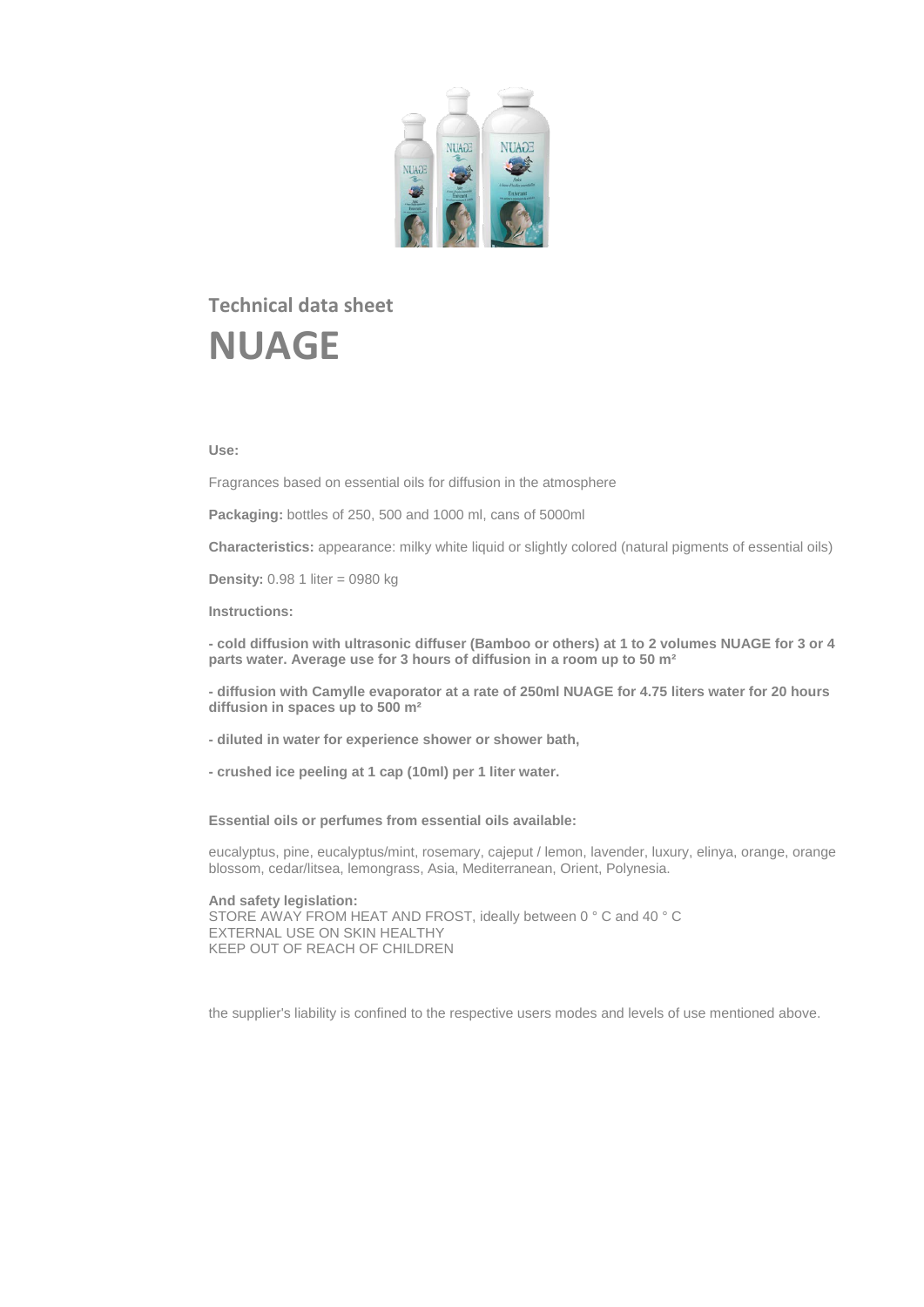Technical data sheet

# NUAGE

**Use:**

Fragrances based on essential oils for diffusion in the atmosphere

**Packaging:** bottles of 250, 500 and 1000 ml, cans of 5000ml

**Characteristics:** appearance: milky white liquid or slightly colored (natural pigments of essential oils)

**Density:** 0.98 1 liter = 0980 kg

**Instructions:**

**- cold diffusion with ultrasonic diffuser (Bamboo or others) at 1 to 2 volumes NUAGE for 3 or 4 parts water. Average use for 3 hours of diffusion in a room up to 50 m²**

**- diffusion with Camylle evaporator at a rate of 250ml NUAGE for 4.75 liters water for 20 hours diffusion in spaces up to 500 m²**

**- diluted in water for experience shower or shower bath,**

**- crushed ice peeling at 1 cap (10ml) per 1 liter water.**

**Essential oils or perfumes from essential oils available:**

eucalyptus, pine, eucalyptus/mint, rosemary, cajeput / lemon, lavender, luxury, elinya, orange, orange blossom, cedar/litsea, lemongrass, Asia, Mediterranean, Orient, Polynesia.

**And safety legislation:**
STORE AWAY FROM HEAT AND FROST, ideally between 0 ° C and 40 ° C
EXTERNAL USE ON SKIN HEALTHY
KEEP OUT OF REACH OF CHILDREN

the supplier's liability is confined to the respective users modes and levels of use mentioned above.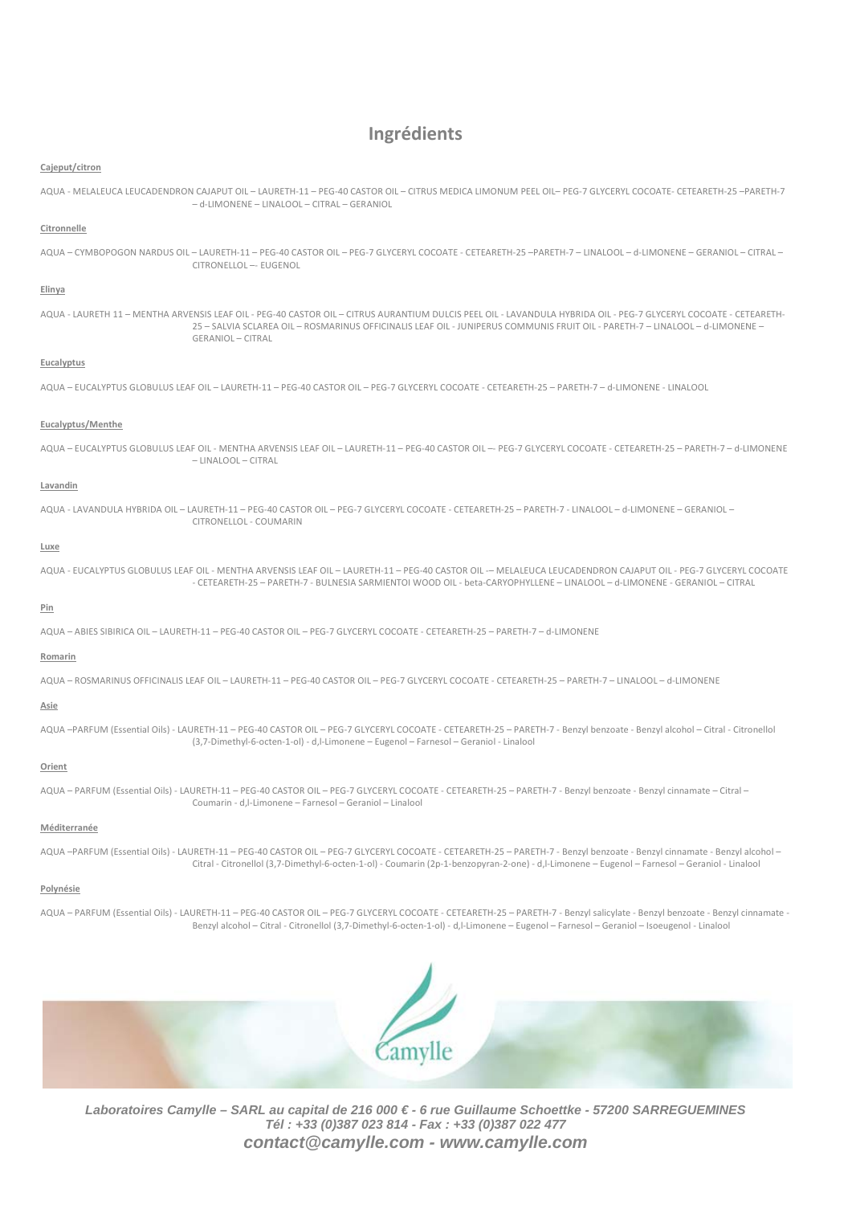## Ingrédients

**Cajeput/citron**

AQUA - MELALEUCA LEUCADENDRON CAJAPUT OIL – LAURETH-11 – PEG-40 CASTOR OIL – CITRUS MEDICA LIMONUM PEEL OIL– PEG-7 GLYCERYL COCOATE- CETEARETH-25 –PARETH-7 – d-LIMONENE – LINALOOL – CITRAL – GERANIOL

**Citronnelle**

AQUA – CYMBOPOGON NARDUS OIL – LAURETH-11 – PEG-40 CASTOR OIL – PEG-7 GLYCERYL COCOATE - CETEARETH-25 –PARETH-7 – LINALOOL – d-LIMONENE – GERANIOL – CITRAL – CITRONELLOL –- EUGENOL

**Elinya**

AQUA - LAURETH 11 – MENTHA ARVENSIS LEAF OIL - PEG-40 CASTOR OIL – CITRUS AURANTIUM DULCIS PEEL OIL - LAVANDULA HYBRIDA OIL - PEG-7 GLYCERYL COCOATE - CETEARETH-25 – SALVIA SCLAREA OIL – ROSMARINUS OFFICINALIS LEAF OIL - JUNIPERUS COMMUNIS FRUIT OIL - PARETH-7 – LINALOOL – d-LIMONENE – GERANIOL – CITRAL

**Eucalyptus**

AQUA – EUCALYPTUS GLOBULUS LEAF OIL – LAURETH-11 – PEG-40 CASTOR OIL – PEG-7 GLYCERYL COCOATE - CETEARETH-25 – PARETH-7 – d-LIMONENE - LINALOOL

**Eucalyptus/Menthe**

AQUA – EUCALYPTUS GLOBULUS LEAF OIL - MENTHA ARVENSIS LEAF OIL – LAURETH-11 – PEG-40 CASTOR OIL –- PEG-7 GLYCERYL COCOATE - CETEARETH-25 – PARETH-7 – d-LIMONENE – LINALOOL – CITRAL

**Lavandin**

AQUA - LAVANDULA HYBRIDA OIL – LAURETH-11 – PEG-40 CASTOR OIL – PEG-7 GLYCERYL COCOATE - CETEARETH-25 – PARETH-7 - LINALOOL – d-LIMONENE – GERANIOL – CITRONELLOL - COUMARIN

**Luxe**

AQUA - EUCALYPTUS GLOBULUS LEAF OIL - MENTHA ARVENSIS LEAF OIL – LAURETH-11 – PEG-40 CASTOR OIL -– MELALEUCA LEUCADENDRON CAJAPUT OIL - PEG-7 GLYCERYL COCOATE - CETEARETH-25 – PARETH-7 - BULNESIA SARMIENTOI WOOD OIL - beta-CARYOPHYLLENE – LINALOOL – d-LIMONENE - GERANIOL – CITRAL

**Pin**

AQUA – ABIES SIBIRICA OIL – LAURETH-11 – PEG-40 CASTOR OIL – PEG-7 GLYCERYL COCOATE - CETEARETH-25 – PARETH-7 – d-LIMONENE

**Romarin**

AQUA – ROSMARINUS OFFICINALIS LEAF OIL – LAURETH-11 – PEG-40 CASTOR OIL – PEG-7 GLYCERYL COCOATE - CETEARETH-25 – PARETH-7 – LINALOOL – d-LIMONENE

**Asie**

AQUA –PARFUM (Essential Oils) - LAURETH-11 – PEG-40 CASTOR OIL – PEG-7 GLYCERYL COCOATE - CETEARETH-25 – PARETH-7 - Benzyl benzoate - Benzyl alcohol – Citral - Citronellol (3,7-Dimethyl-6-octen-1-ol) - d,l-Limonene – Eugenol – Farnesol – Geraniol - Linalool

**Orient**

AQUA – PARFUM (Essential Oils) - LAURETH-11 – PEG-40 CASTOR OIL – PEG-7 GLYCERYL COCOATE - CETEARETH-25 – PARETH-7 - Benzyl benzoate - Benzyl cinnamate – Citral – Coumarin - d,l-Limonene – Farnesol – Geraniol – Linalool

**Méditerranée**

AQUA –PARFUM (Essential Oils) - LAURETH-11 – PEG-40 CASTOR OIL – PEG-7 GLYCERYL COCOATE - CETEARETH-25 – PARETH-7 - Benzyl benzoate - Benzyl cinnamate - Benzyl alcohol – Citral - Citronellol (3,7-Dimethyl-6-octen-1-ol) - Coumarin (2p-1-benzopyran-2-one) - d,l-Limonene – Eugenol – Farnesol – Geraniol - Linalool

**Polynésie**

AQUA – PARFUM (Essential Oils) - LAURETH-11 – PEG-40 CASTOR OIL – PEG-7 GLYCERYL COCOATE - CETEARETH-25 – PARETH-7 - Benzyl salicylate - Benzyl benzoate - Benzyl cinnamate - Benzyl alcohol – Citral - Citronellol (3,7-Dimethyl-6-octen-1-ol) - d,l-Limonene – Eugenol – Farnesol – Geraniol – Isoeugenol - Linalool

Camylle

***Laboratoires Camylle – SARL au capital de 216 000 € - 6 rue Guillaume Schoettke - 57200 SARREGUEMINES***
***Tél : +33 (0)387 023 814 - Fax : +33 (0)387 022 477***
***contact@camylle.com - www.camylle.com***